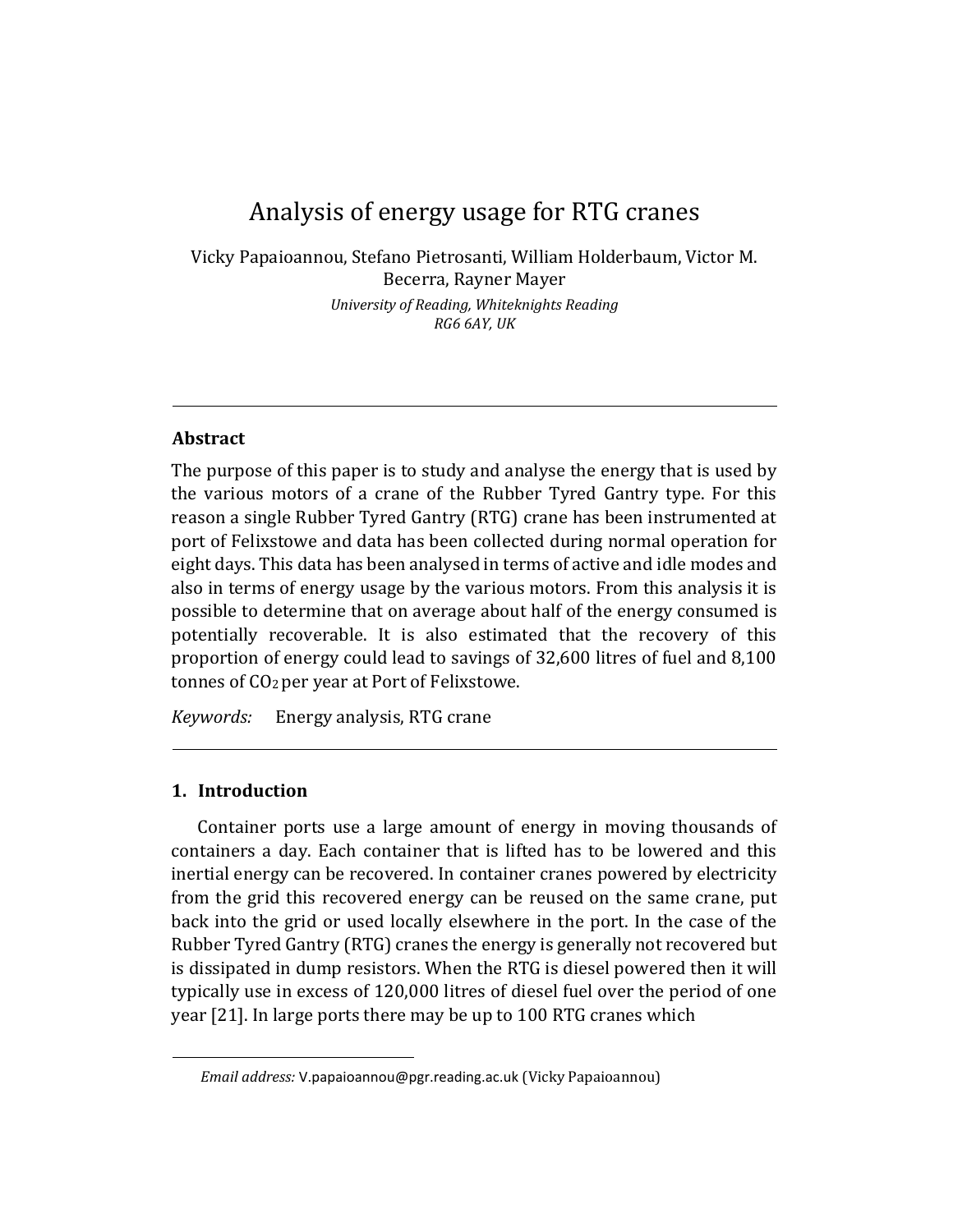# Analysis of energy usage for RTG cranes

Vicky Papaioannou, Stefano Pietrosanti, William Holderbaum, Victor M. Becerra, Rayner Mayer

*University of Reading, Whiteknights Reading*
*RG6 6AY, UK*

---

## Abstract

The purpose of this paper is to study and analyse the energy that is used by the various motors of a crane of the Rubber Tyred Gantry type. For this reason a single Rubber Tyred Gantry (RTG) crane has been instrumented at port of Felixstowe and data has been collected during normal operation for eight days. This data has been analysed in terms of active and idle modes and also in terms of energy usage by the various motors. From this analysis it is possible to determine that on average about half of the energy consumed is potentially recoverable. It is also estimated that the recovery of this proportion of energy could lead to savings of 32,600 litres of fuel and 8,100 tonnes of $CO_2$ per year at Port of Felixstowe.

*Keywords:* Energy analysis, RTG crane

---

## 1. Introduction

Container ports use a large amount of energy in moving thousands of containers a day. Each container that is lifted has to be lowered and this inertial energy can be recovered. In container cranes powered by electricity from the grid this recovered energy can be reused on the same crane, put back into the grid or used locally elsewhere in the port. In the case of the Rubber Tyred Gantry (RTG) cranes the energy is generally not recovered but is dissipated in dump resistors. When the RTG is diesel powered then it will typically use in excess of 120,000 litres of diesel fuel over the period of one year [21]. In large ports there may be up to 100 RTG cranes which

---

*Email address:* V.papaioannou@pgr.reading.ac.uk (Vicky Papaioannou)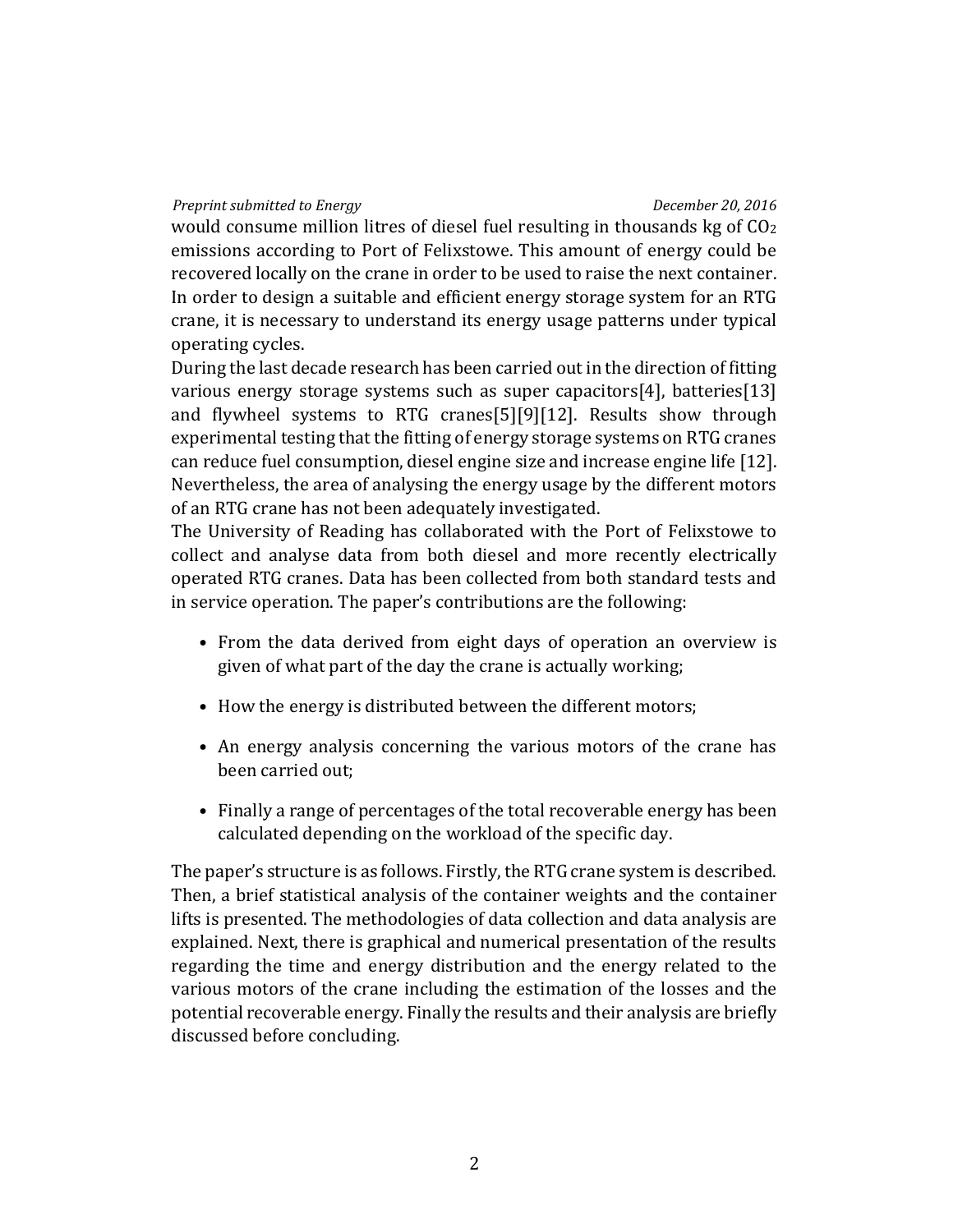would consume million litres of diesel fuel resulting in thousands kg of $CO_2$ emissions according to Port of Felixstowe. This amount of energy could be recovered locally on the crane in order to be used to raise the next container. In order to design a suitable and efficient energy storage system for an RTG crane, it is necessary to understand its energy usage patterns under typical operating cycles.

During the last decade research has been carried out in the direction of fitting various energy storage systems such as super capacitors[4], batteries[13] and flywheel systems to RTG cranes[5][9][12]. Results show through experimental testing that the fitting of energy storage systems on RTG cranes can reduce fuel consumption, diesel engine size and increase engine life [12]. Nevertheless, the area of analysing the energy usage by the different motors of an RTG crane has not been adequately investigated.

The University of Reading has collaborated with the Port of Felixstowe to collect and analyse data from both diesel and more recently electrically operated RTG cranes. Data has been collected from both standard tests and in service operation. The paper's contributions are the following:

- From the data derived from eight days of operation an overview is given of what part of the day the crane is actually working;
- How the energy is distributed between the different motors;
- An energy analysis concerning the various motors of the crane has been carried out;
- Finally a range of percentages of the total recoverable energy has been calculated depending on the workload of the specific day.

The paper's structure is as follows. Firstly, the RTG crane system is described. Then, a brief statistical analysis of the container weights and the container lifts is presented. The methodologies of data collection and data analysis are explained. Next, there is graphical and numerical presentation of the results regarding the time and energy distribution and the energy related to the various motors of the crane including the estimation of the losses and the potential recoverable energy. Finally the results and their analysis are briefly discussed before concluding.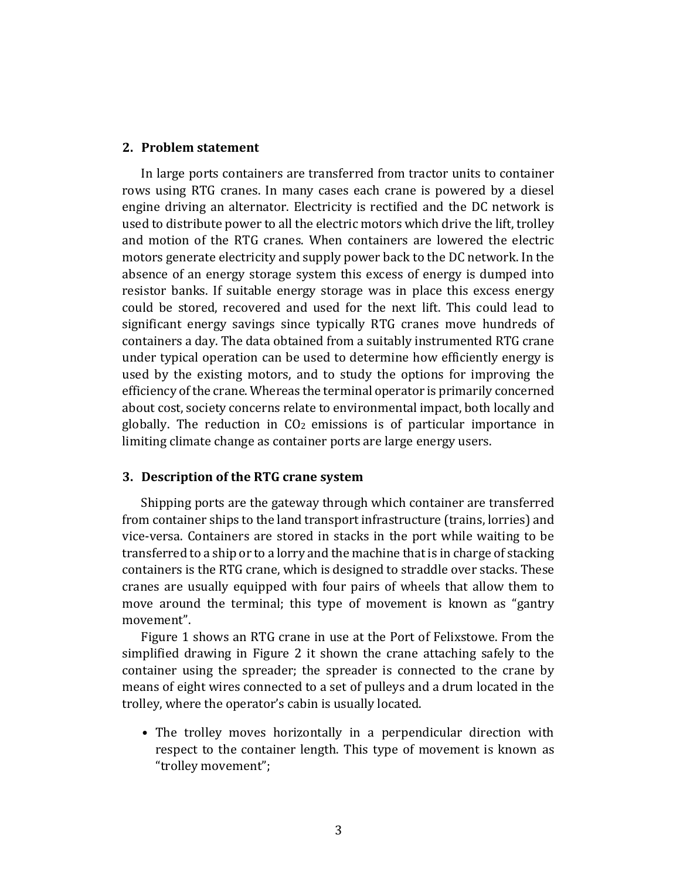## 2. Problem statement

In large ports containers are transferred from tractor units to container rows using RTG cranes. In many cases each crane is powered by a diesel engine driving an alternator. Electricity is rectified and the DC network is used to distribute power to all the electric motors which drive the lift, trolley and motion of the RTG cranes. When containers are lowered the electric motors generate electricity and supply power back to the DC network. In the absence of an energy storage system this excess of energy is dumped into resistor banks. If suitable energy storage was in place this excess energy could be stored, recovered and used for the next lift. This could lead to significant energy savings since typically RTG cranes move hundreds of containers a day. The data obtained from a suitably instrumented RTG crane under typical operation can be used to determine how efficiently energy is used by the existing motors, and to study the options for improving the efficiency of the crane. Whereas the terminal operator is primarily concerned about cost, society concerns relate to environmental impact, both locally and globally. The reduction in $CO_2$ emissions is of particular importance in limiting climate change as container ports are large energy users.

## 3. Description of the RTG crane system

Shipping ports are the gateway through which container are transferred from container ships to the land transport infrastructure (trains, lorries) and vice-versa. Containers are stored in stacks in the port while waiting to be transferred to a ship or to a lorry and the machine that is in charge of stacking containers is the RTG crane, which is designed to straddle over stacks. These cranes are usually equipped with four pairs of wheels that allow them to move around the terminal; this type of movement is known as "gantry movement".

Figure 1 shows an RTG crane in use at the Port of Felixstowe. From the simplified drawing in Figure 2 it shown the crane attaching safely to the container using the spreader; the spreader is connected to the crane by means of eight wires connected to a set of pulleys and a drum located in the trolley, where the operator's cabin is usually located.

- The trolley moves horizontally in a perpendicular direction with respect to the container length. This type of movement is known as "trolley movement";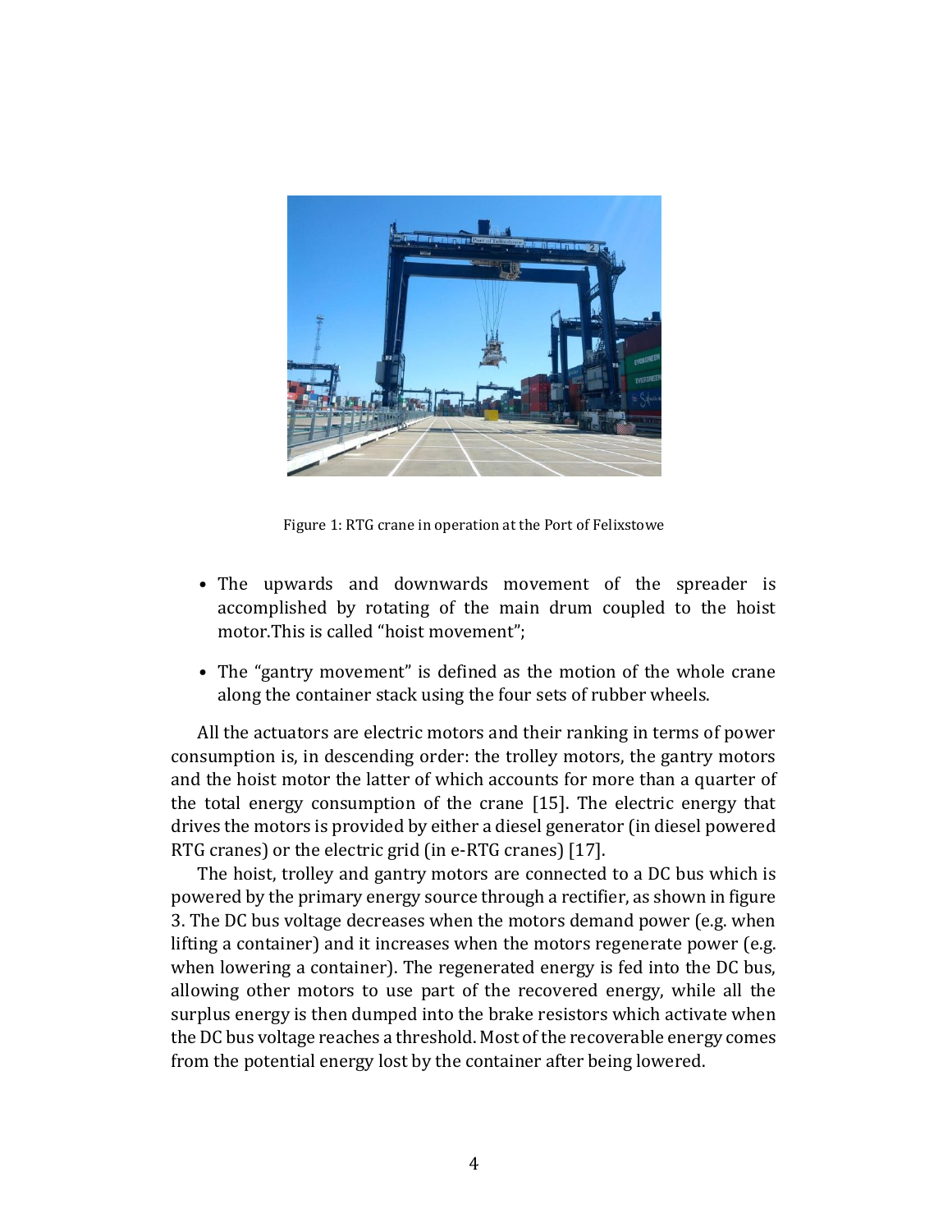Figure 1: RTG crane in operation at the Port of Felixstowe

- The upwards and downwards movement of the spreader is accomplished by rotating of the main drum coupled to the hoist motor.This is called “hoist movement”;
- The “gantry movement” is defined as the motion of the whole crane along the container stack using the four sets of rubber wheels.

All the actuators are electric motors and their ranking in terms of power consumption is, in descending order: the trolley motors, the gantry motors and the hoist motor the latter of which accounts for more than a quarter of the total energy consumption of the crane [15]. The electric energy that drives the motors is provided by either a diesel generator (in diesel powered RTG cranes) or the electric grid (in e-RTG cranes) [17].

The hoist, trolley and gantry motors are connected to a DC bus which is powered by the primary energy source through a rectifier, as shown in figure 3. The DC bus voltage decreases when the motors demand power (e.g. when lifting a container) and it increases when the motors regenerate power (e.g. when lowering a container). The regenerated energy is fed into the DC bus, allowing other motors to use part of the recovered energy, while all the surplus energy is then dumped into the brake resistors which activate when the DC bus voltage reaches a threshold. Most of the recoverable energy comes from the potential energy lost by the container after being lowered.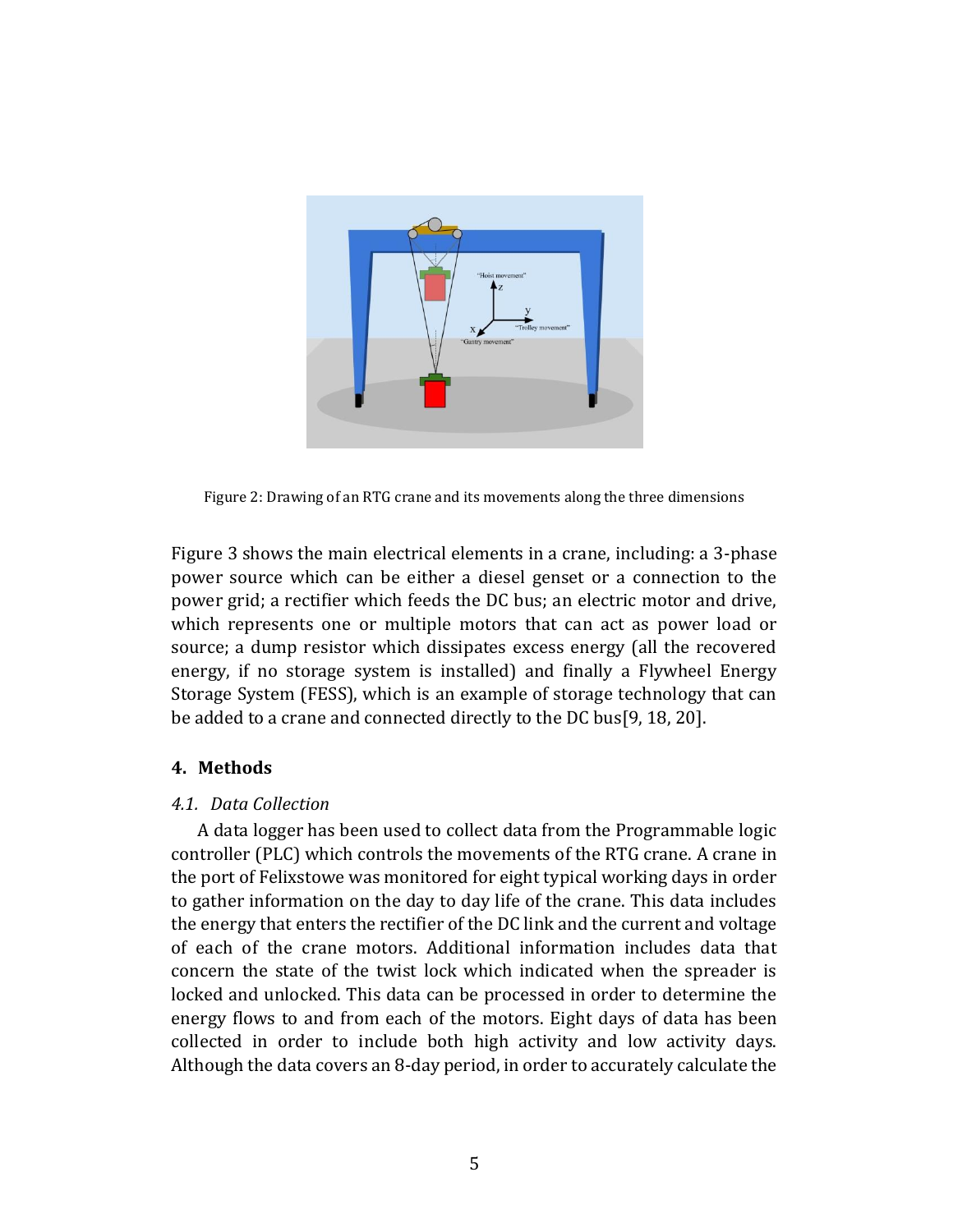Figure 2: Drawing of an RTG crane and its movements along the three dimensions

Figure 3 shows the main electrical elements in a crane, including: a 3-phase power source which can be either a diesel genset or a connection to the power grid; a rectifier which feeds the DC bus; an electric motor and drive, which represents one or multiple motors that can act as power load or source; a dump resistor which dissipates excess energy (all the recovered energy, if no storage system is installed) and finally a Flywheel Energy Storage System (FESS), which is an example of storage technology that can be added to a crane and connected directly to the DC bus[9, 18, 20].

## 4. Methods

### *4.1. Data Collection*

A data logger has been used to collect data from the Programmable logic controller (PLC) which controls the movements of the RTG crane. A crane in the port of Felixstowe was monitored for eight typical working days in order to gather information on the day to day life of the crane. This data includes the energy that enters the rectifier of the DC link and the current and voltage of each of the crane motors. Additional information includes data that concern the state of the twist lock which indicated when the spreader is locked and unlocked. This data can be processed in order to determine the energy flows to and from each of the motors. Eight days of data has been collected in order to include both high activity and low activity days. Although the data covers an 8-day period, in order to accurately calculate the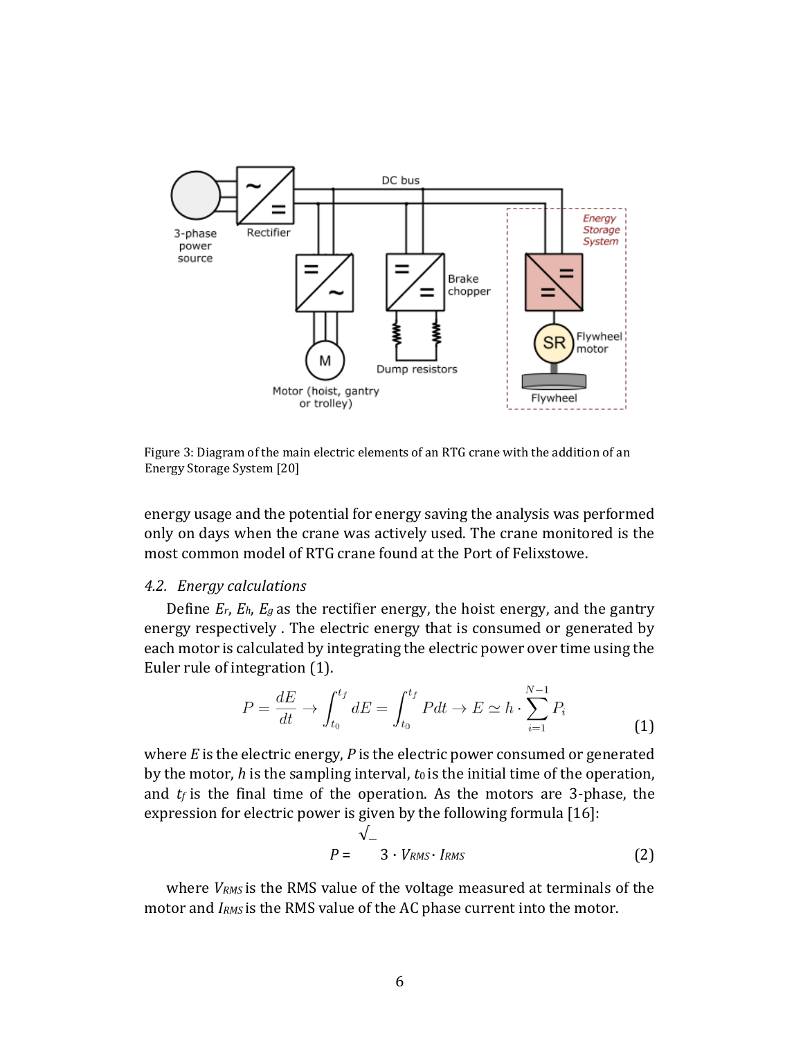Figure 3: Diagram of the main electric elements of an RTG crane with the addition of an Energy Storage System [20]

energy usage and the potential for energy saving the analysis was performed only on days when the crane was actively used. The crane monitored is the most common model of RTG crane found at the Port of Felixstowe.

### 4.2. Energy calculations

Define $E_r$, $E_h$, $E_g$ as the rectifier energy, the hoist energy, and the gantry energy respectively . The electric energy that is consumed or generated by each motor is calculated by integrating the electric power over time using the Euler rule of integration (1).

$$P = \frac{dE}{dt} \rightarrow \int_{t_0}^{t_f} dE = \int_{t_0}^{t_f} P dt \rightarrow E \simeq h \cdot \sum_{i=1}^{N-1} P_i \tag{1}$$

where $E$ is the electric energy, $P$ is the electric power consumed or generated by the motor, $h$ is the sampling interval, $t_0$ is the initial time of the operation, and $t_f$ is the final time of the operation. As the motors are 3-phase, the expression for electric power is given by the following formula [16]:

$$P = \sqrt{3} \cdot V_{RMS} \cdot I_{RMS} \tag{2}$$

where $V_{RMS}$ is the RMS value of the voltage measured at terminals of the motor and $I_{RMS}$ is the RMS value of the AC phase current into the motor.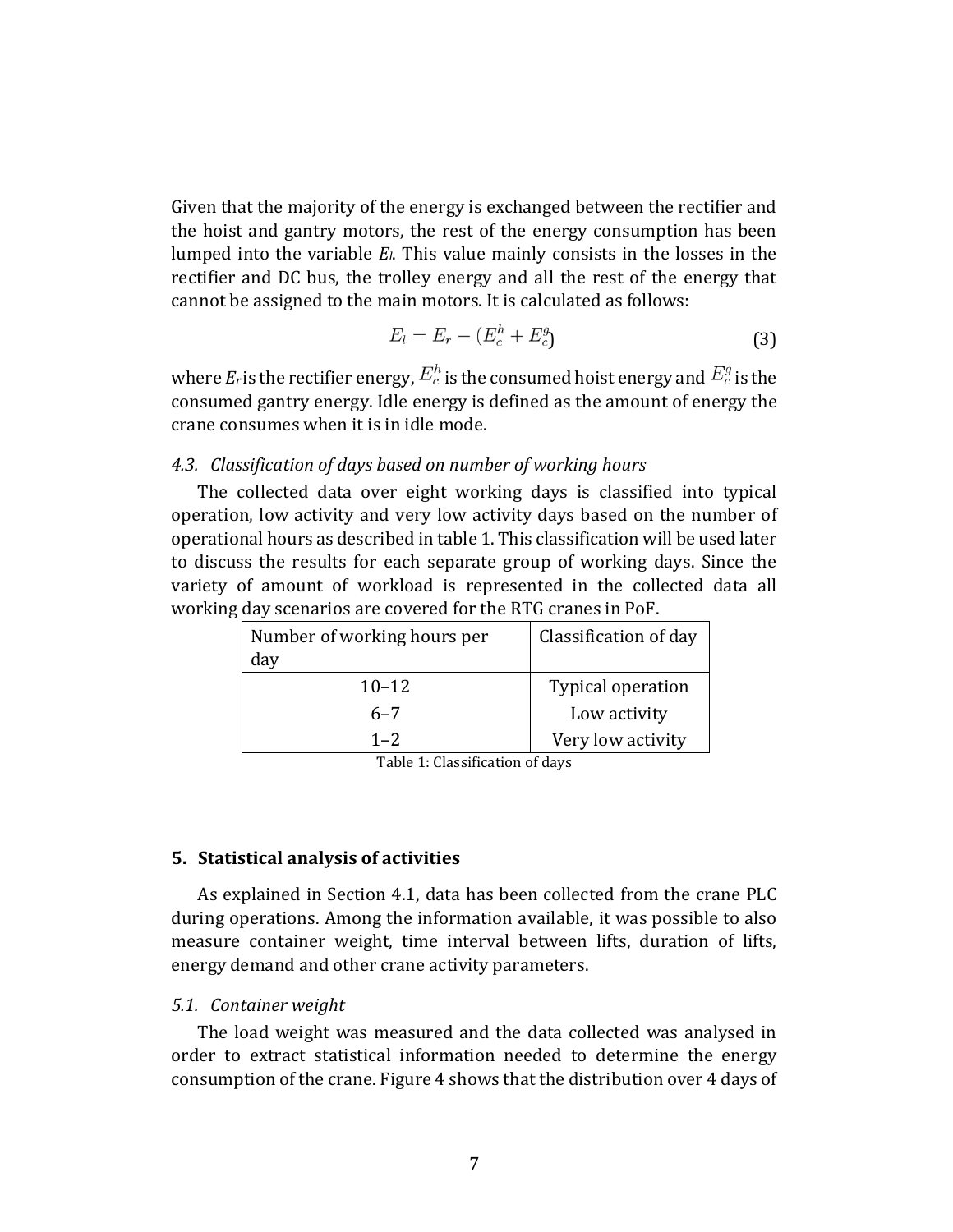Given that the majority of the energy is exchanged between the rectifier and the hoist and gantry motors, the rest of the energy consumption has been lumped into the variable $E_l$. This value mainly consists in the losses in the rectifier and DC bus, the trolley energy and all the rest of the energy that cannot be assigned to the main motors. It is calculated as follows:

$$E_l = E_r - (E_c^h + E_c^g) \tag{3}$$

where $E_r$ is the rectifier energy, $E_c^h$ is the consumed hoist energy and $E_c^g$ is the consumed gantry energy. Idle energy is defined as the amount of energy the crane consumes when it is in idle mode.

### *4.3. Classification of days based on number of working hours*

The collected data over eight working days is classified into typical operation, low activity and very low activity days based on the number of operational hours as described in table 1. This classification will be used later to discuss the results for each separate group of working days. Since the variety of amount of workload is represented in the collected data all working day scenarios are covered for the RTG cranes in PoF.

| Number of working hours per day | Classification of day |
| --- | --- |
| 10–12 | Typical operation |
| 6–7 | Low activity |
| 1–2 | Very low activity |

Table 1: Classification of days

## 5. Statistical analysis of activities

As explained in Section 4.1, data has been collected from the crane PLC during operations. Among the information available, it was possible to also measure container weight, time interval between lifts, duration of lifts, energy demand and other crane activity parameters.

### *5.1. Container weight*

The load weight was measured and the data collected was analysed in order to extract statistical information needed to determine the energy consumption of the crane. Figure 4 shows that the distribution over 4 days of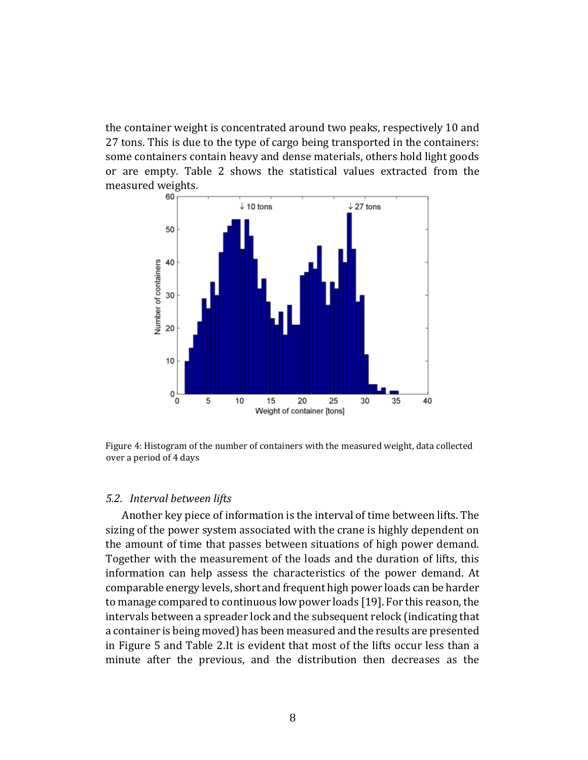the container weight is concentrated around two peaks, respectively 10 and 27 tons. This is due to the type of cargo being transported in the containers: some containers contain heavy and dense materials, others hold light goods or are empty. Table 2 shows the statistical values extracted from the measured weights.

Figure 4: Histogram of the number of containers with the measured weight, data collected over a period of 4 days

### *5.2. Interval between lifts*

Another key piece of information is the interval of time between lifts. The sizing of the power system associated with the crane is highly dependent on the amount of time that passes between situations of high power demand. Together with the measurement of the loads and the duration of lifts, this information can help assess the characteristics of the power demand. At comparable energy levels, short and frequent high power loads can be harder to manage compared to continuous low power loads [19]. For this reason, the intervals between a spreader lock and the subsequent relock (indicating that a container is being moved) has been measured and the results are presented in Figure 5 and Table 2.It is evident that most of the lifts occur less than a minute after the previous, and the distribution then decreases as the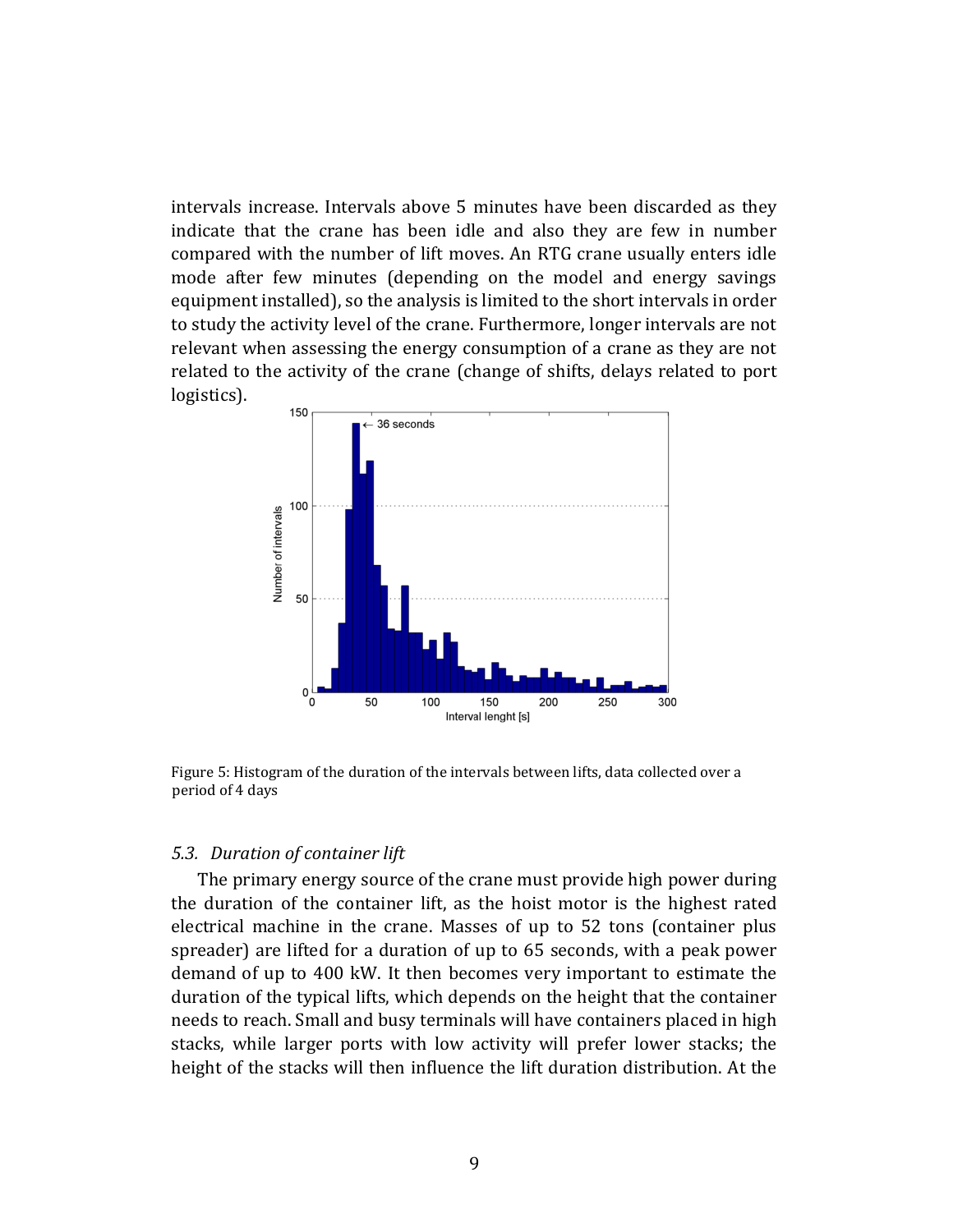intervals increase. Intervals above 5 minutes have been discarded as they indicate that the crane has been idle and also they are few in number compared with the number of lift moves. An RTG crane usually enters idle mode after few minutes (depending on the model and energy savings equipment installed), so the analysis is limited to the short intervals in order to study the activity level of the crane. Furthermore, longer intervals are not relevant when assessing the energy consumption of a crane as they are not related to the activity of the crane (change of shifts, delays related to port logistics).

Figure 5: Histogram of the duration of the intervals between lifts, data collected over a period of 4 days

### *5.3. Duration of container lift*

The primary energy source of the crane must provide high power during the duration of the container lift, as the hoist motor is the highest rated electrical machine in the crane. Masses of up to 52 tons (container plus spreader) are lifted for a duration of up to 65 seconds, with a peak power demand of up to 400 kW. It then becomes very important to estimate the duration of the typical lifts, which depends on the height that the container needs to reach. Small and busy terminals will have containers placed in high stacks, while larger ports with low activity will prefer lower stacks; the height of the stacks will then influence the lift duration distribution. At the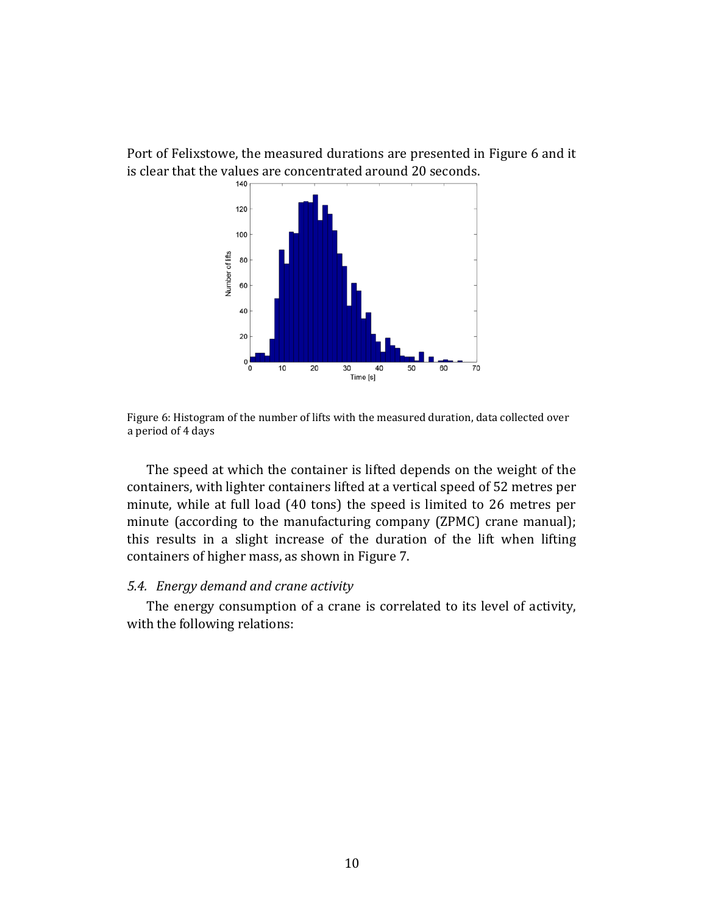Port of Felixstowe, the measured durations are presented in Figure 6 and it is clear that the values are concentrated around 20 seconds.

Figure 6: Histogram of the number of lifts with the measured duration, data collected over a period of 4 days

The speed at which the container is lifted depends on the weight of the containers, with lighter containers lifted at a vertical speed of 52 metres per minute, while at full load (40 tons) the speed is limited to 26 metres per minute (according to the manufacturing company (ZPMC) crane manual); this results in a slight increase of the duration of the lift when lifting containers of higher mass, as shown in Figure 7.

### *5.4. Energy demand and crane activity*

The energy consumption of a crane is correlated to its level of activity, with the following relations: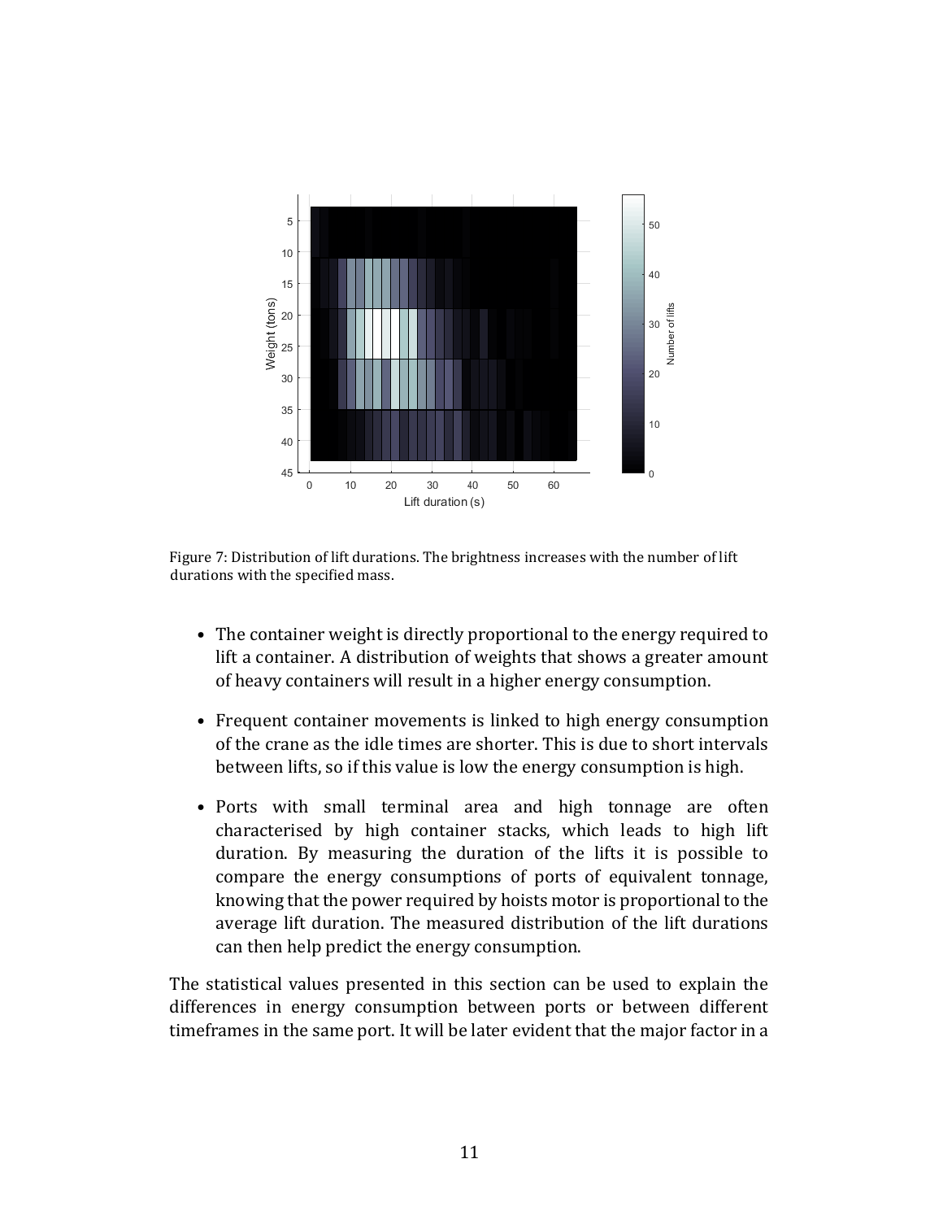Figure 7: Distribution of lift durations. The brightness increases with the number of lift durations with the specified mass.

- The container weight is directly proportional to the energy required to lift a container. A distribution of weights that shows a greater amount of heavy containers will result in a higher energy consumption.
- Frequent container movements is linked to high energy consumption of the crane as the idle times are shorter. This is due to short intervals between lifts, so if this value is low the energy consumption is high.
- Ports with small terminal area and high tonnage are often characterised by high container stacks, which leads to high lift duration. By measuring the duration of the lifts it is possible to compare the energy consumptions of ports of equivalent tonnage, knowing that the power required by hoists motor is proportional to the average lift duration. The measured distribution of the lift durations can then help predict the energy consumption.

The statistical values presented in this section can be used to explain the differences in energy consumption between ports or between different timeframes in the same port. It will be later evident that the major factor in a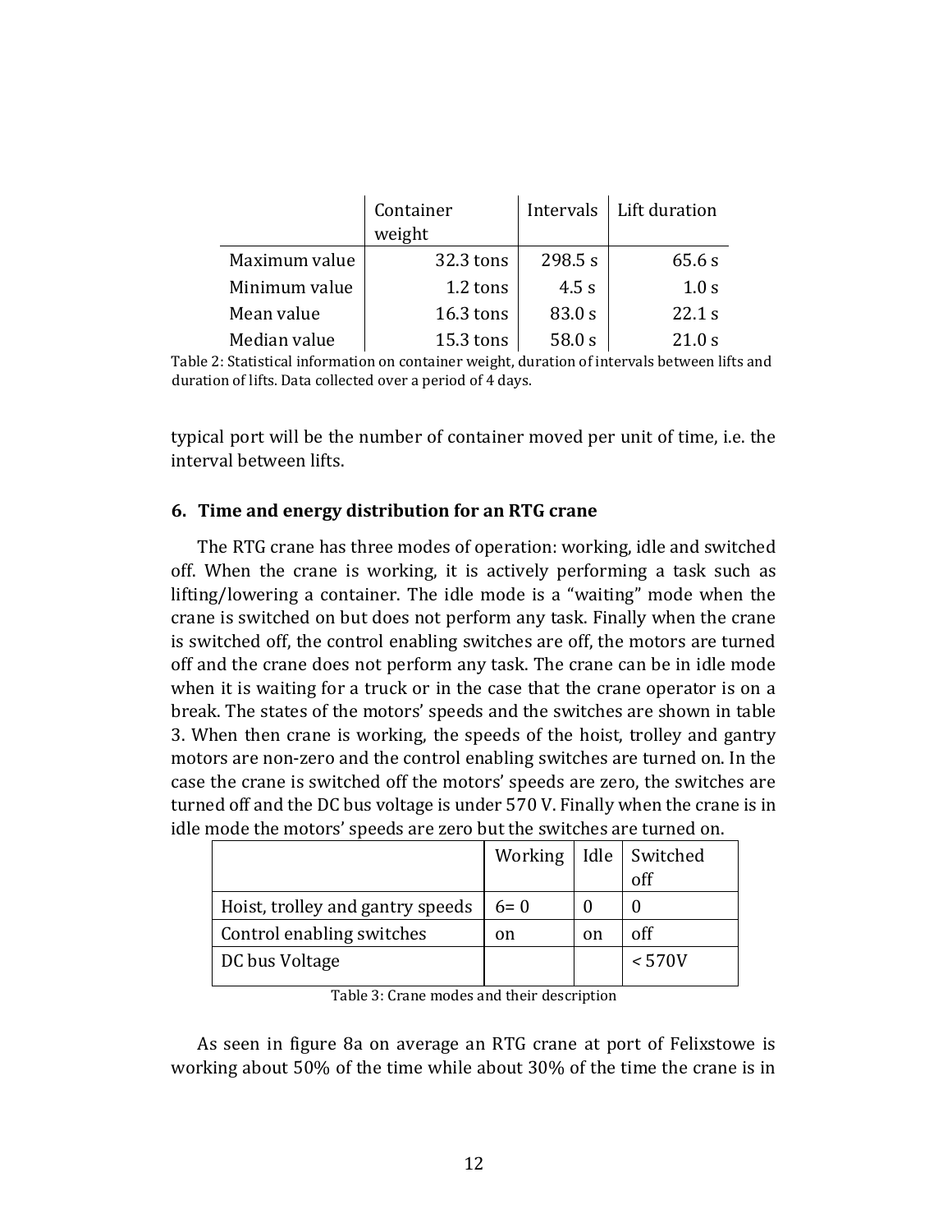| | Container weight | Intervals | Lift duration |
|---|---|---|---|
| Maximum value | 32.3 tons | 298.5 s | 65.6 s |
| Minimum value | 1.2 tons | 4.5 s | 1.0 s |
| Mean value | 16.3 tons | 83.0 s | 22.1 s |
| Median value | 15.3 tons | 58.0 s | 21.0 s |

Table 2: Statistical information on container weight, duration of intervals between lifts and duration of lifts. Data collected over a period of 4 days.

typical port will be the number of container moved per unit of time, i.e. the interval between lifts.

### 6. Time and energy distribution for an RTG crane

The RTG crane has three modes of operation: working, idle and switched off. When the crane is working, it is actively performing a task such as lifting/lowering a container. The idle mode is a "waiting" mode when the crane is switched on but does not perform any task. Finally when the crane is switched off, the control enabling switches are off, the motors are turned off and the crane does not perform any task. The crane can be in idle mode when it is waiting for a truck or in the case that the crane operator is on a break. The states of the motors' speeds and the switches are shown in table 3. When then crane is working, the speeds of the hoist, trolley and gantry motors are non-zero and the control enabling switches are turned on. In the case the crane is switched off the motors' speeds are zero, the switches are turned off and the DC bus voltage is under 570 V. Finally when the crane is in idle mode the motors' speeds are zero but the switches are turned on.

| | Working | Idle | Switched off |
|---|---|---|---|
| Hoist, trolley and gantry speeds | $\neq 0$ | 0 | 0 |
| Control enabling switches | on | on | off |
| DC bus Voltage | | | < 570V |

Table 3: Crane modes and their description

As seen in figure 8a on average an RTG crane at port of Felixstowe is working about 50% of the time while about 30% of the time the crane is in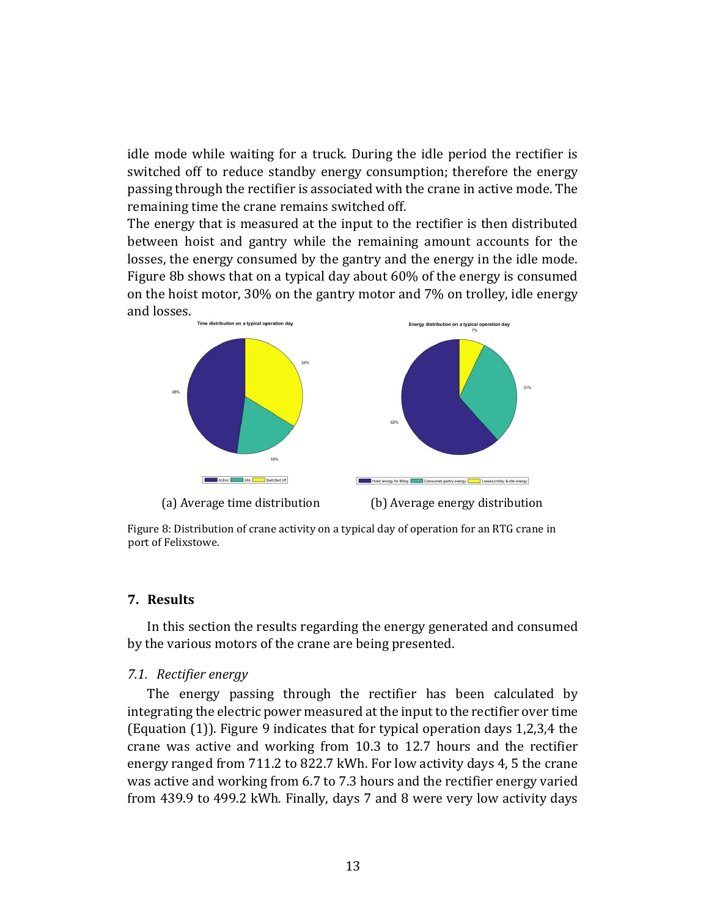idle mode while waiting for a truck. During the idle period the rectifier is switched off to reduce standby energy consumption; therefore the energy passing through the rectifier is associated with the crane in active mode. The remaining time the crane remains switched off.

The energy that is measured at the input to the rectifier is then distributed between hoist and gantry while the remaining amount accounts for the losses, the energy consumed by the gantry and the energy in the idle mode. Figure 8b shows that on a typical day about 60% of the energy is consumed on the hoist motor, 30% on the gantry motor and 7% on trolley, idle energy and losses.

(a) Average time distribution

(b) Average energy distribution

Figure 8: Distribution of crane activity on a typical day of operation for an RTG crane in port of Felixstowe.

## 7. Results

In this section the results regarding the energy generated and consumed by the various motors of the crane are being presented.

### 7.1. Rectifier energy

The energy passing through the rectifier has been calculated by integrating the electric power measured at the input to the rectifier over time (Equation (1)). Figure 9 indicates that for typical operation days 1,2,3,4 the crane was active and working from 10.3 to 12.7 hours and the rectifier energy ranged from 711.2 to 822.7 kWh. For low activity days 4, 5 the crane was active and working from 6.7 to 7.3 hours and the rectifier energy varied from 439.9 to 499.2 kWh. Finally, days 7 and 8 were very low activity days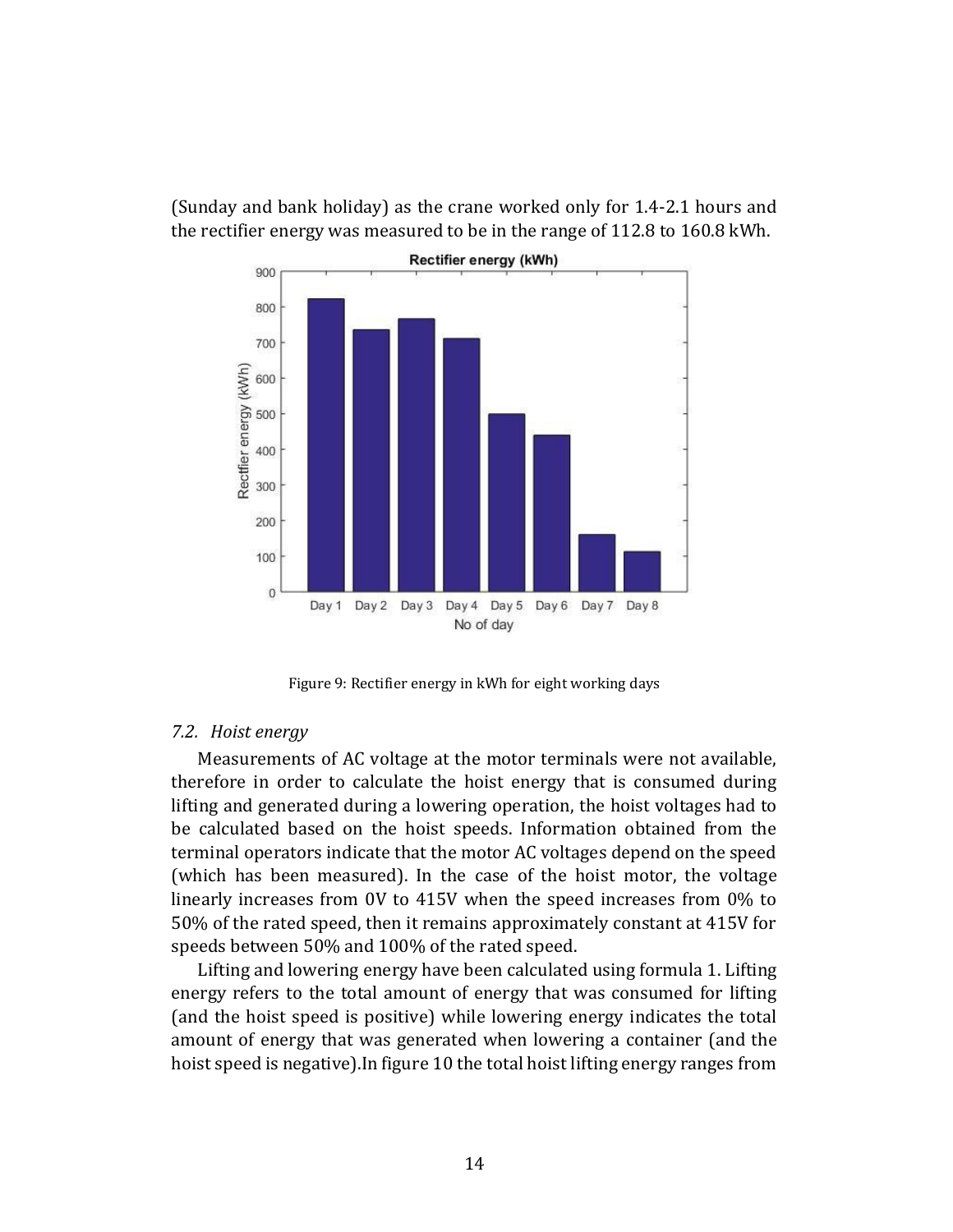(Sunday and bank holiday) as the crane worked only for 1.4-2.1 hours and the rectifier energy was measured to be in the range of 112.8 to 160.8 kWh.

Figure 9: Rectifier energy in kWh for eight working days

### 7.2. *Hoist energy*

Measurements of AC voltage at the motor terminals were not available, therefore in order to calculate the hoist energy that is consumed during lifting and generated during a lowering operation, the hoist voltages had to be calculated based on the hoist speeds. Information obtained from the terminal operators indicate that the motor AC voltages depend on the speed (which has been measured). In the case of the hoist motor, the voltage linearly increases from 0V to 415V when the speed increases from 0% to 50% of the rated speed, then it remains approximately constant at 415V for speeds between 50% and 100% of the rated speed.

Lifting and lowering energy have been calculated using formula 1. Lifting energy refers to the total amount of energy that was consumed for lifting (and the hoist speed is positive) while lowering energy indicates the total amount of energy that was generated when lowering a container (and the hoist speed is negative).In figure 10 the total hoist lifting energy ranges from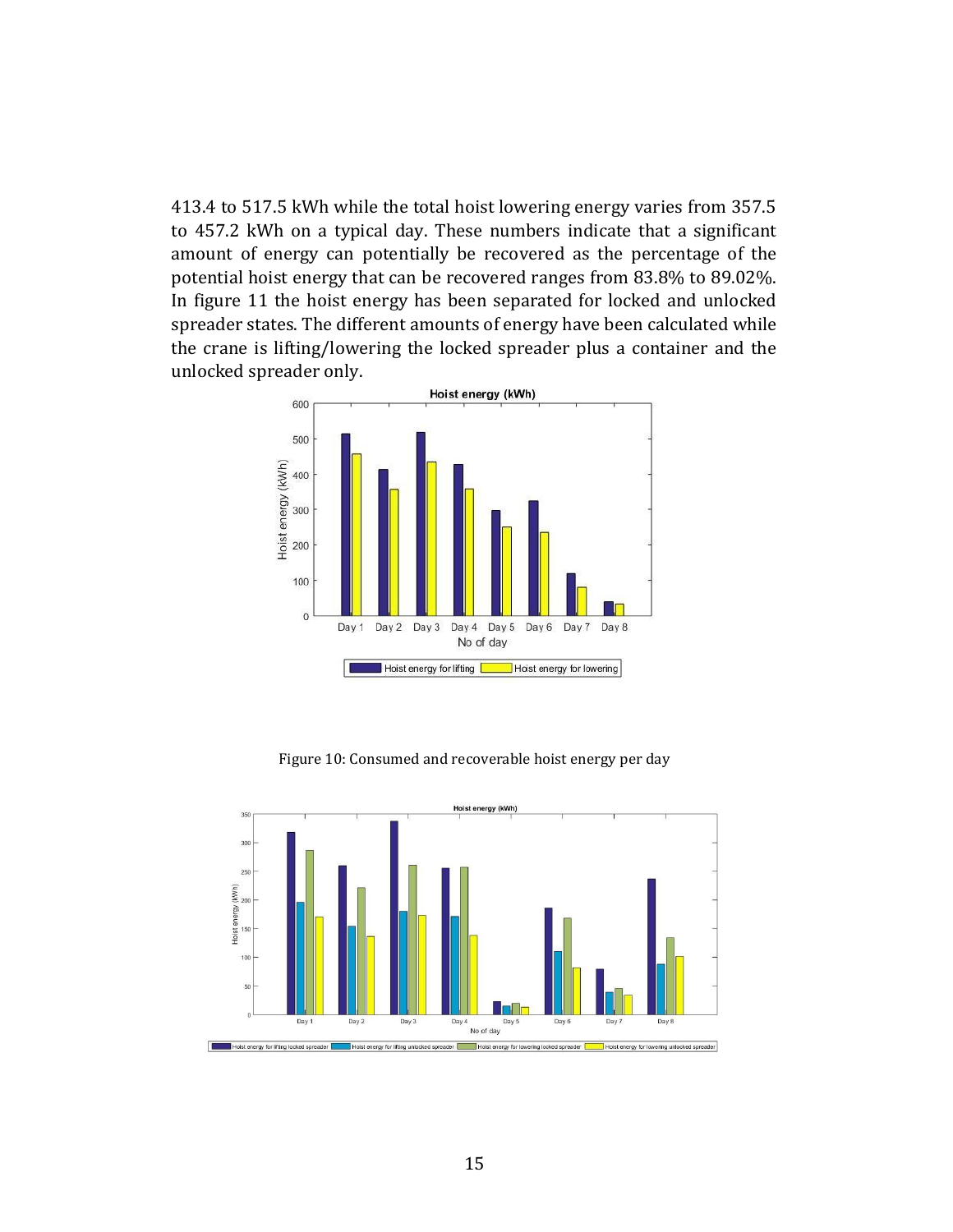413.4 to 517.5 kWh while the total hoist lowering energy varies from 357.5 to 457.2 kWh on a typical day. These numbers indicate that a significant amount of energy can potentially be recovered as the percentage of the potential hoist energy that can be recovered ranges from 83.8% to 89.02%. In figure 11 the hoist energy has been separated for locked and unlocked spreader states. The different amounts of energy have been calculated while the crane is lifting/lowering the locked spreader plus a container and the unlocked spreader only.

Figure 10: Consumed and recoverable hoist energy per day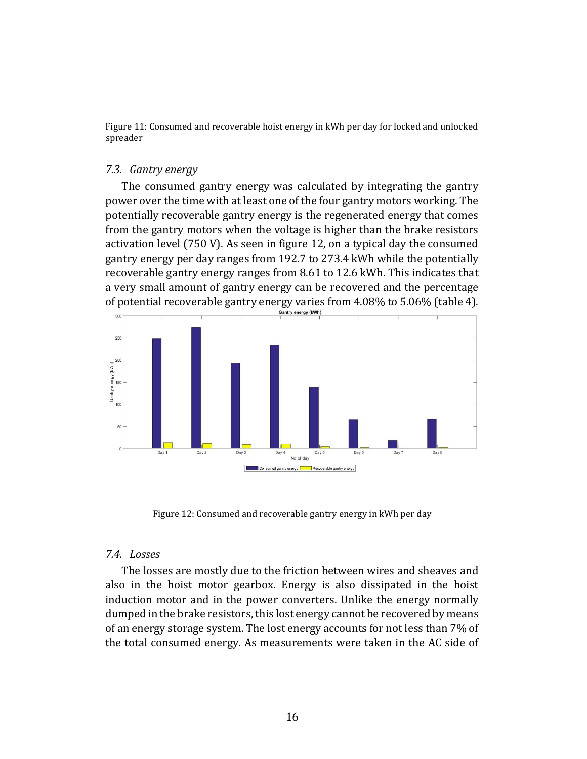Figure 11: Consumed and recoverable hoist energy in kWh per day for locked and unlocked spreader

### *7.3. Gantry energy*

The consumed gantry energy was calculated by integrating the gantry power over the time with at least one of the four gantry motors working. The potentially recoverable gantry energy is the regenerated energy that comes from the gantry motors when the voltage is higher than the brake resistors activation level (750 V). As seen in figure 12, on a typical day the consumed gantry energy per day ranges from 192.7 to 273.4 kWh while the potentially recoverable gantry energy ranges from 8.61 to 12.6 kWh. This indicates that a very small amount of gantry energy can be recovered and the percentage of potential recoverable gantry energy varies from 4.08% to 5.06% (table 4).

Figure 12: Consumed and recoverable gantry energy in kWh per day

### *7.4. Losses*

The losses are mostly due to the friction between wires and sheaves and also in the hoist motor gearbox. Energy is also dissipated in the hoist induction motor and in the power converters. Unlike the energy normally dumped in the brake resistors, this lost energy cannot be recovered by means of an energy storage system. The lost energy accounts for not less than 7% of the total consumed energy. As measurements were taken in the AC side of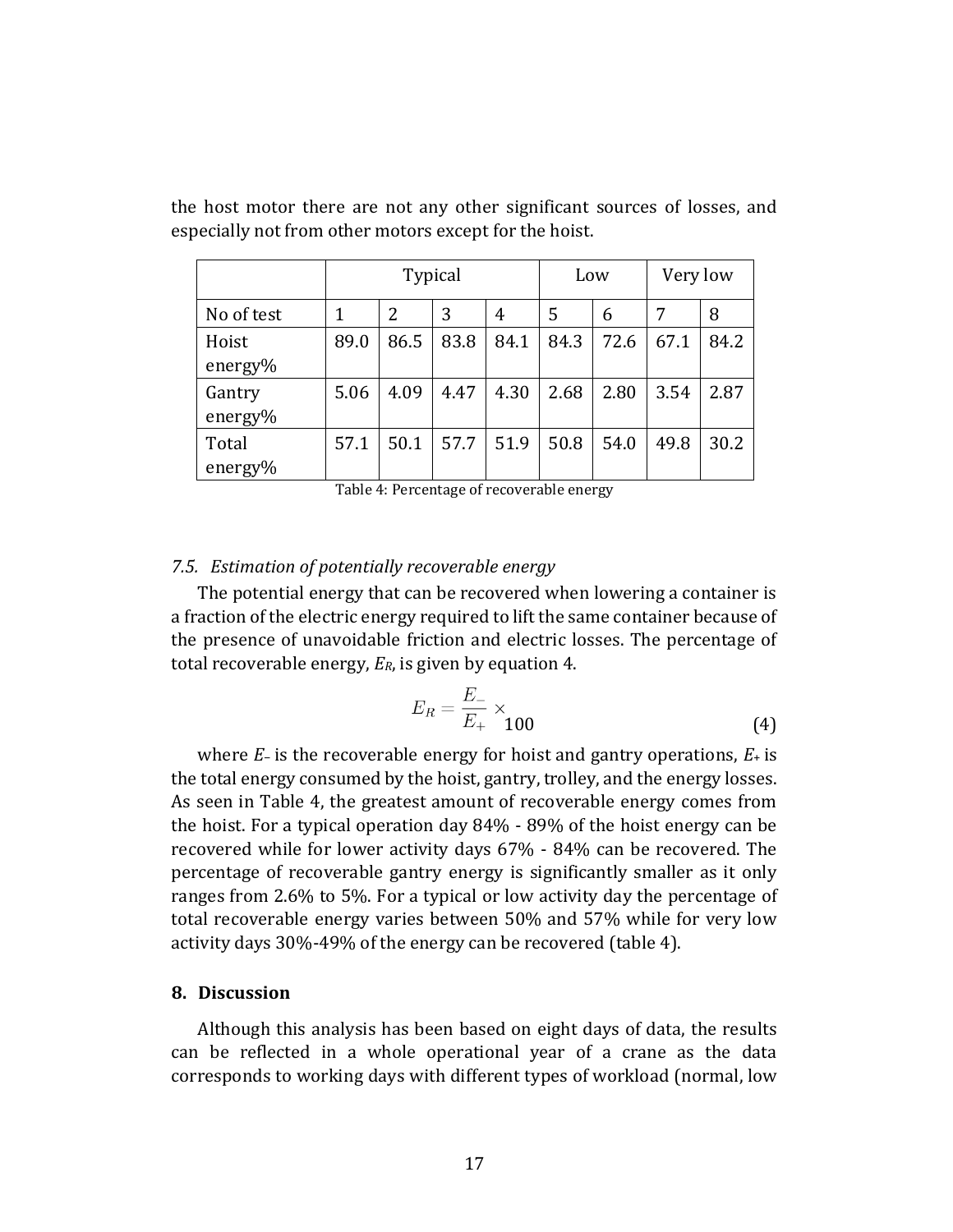the host motor there are not any other significant sources of losses, and especially not from other motors except for the hoist.

| | Typical | | | | Low | | Very low | |
|---|---|---|---|---|---|---|---|---|
| No of test | 1 | 2 | 3 | 4 | 5 | 6 | 7 | 8 |
| Hoist energy% | 89.0 | 86.5 | 83.8 | 84.1 | 84.3 | 72.6 | 67.1 | 84.2 |
| Gantry energy% | 5.06 | 4.09 | 4.47 | 4.30 | 2.68 | 2.80 | 3.54 | 2.87 |
| Total energy% | 57.1 | 50.1 | 57.7 | 51.9 | 50.8 | 54.0 | 49.8 | 30.2 |

Table 4: Percentage of recoverable energy

### *7.5. Estimation of potentially recoverable energy*

The potential energy that can be recovered when lowering a container is a fraction of the electric energy required to lift the same container because of the presence of unavoidable friction and electric losses. The percentage of total recoverable energy, $E_R$, is given by equation 4.

$$E_R = \frac{E_-}{E_+} \times 100 \tag{4}$$

where $E_-$ is the recoverable energy for hoist and gantry operations, $E_+$ is the total energy consumed by the hoist, gantry, trolley, and the energy losses. As seen in Table 4, the greatest amount of recoverable energy comes from the hoist. For a typical operation day 84% - 89% of the hoist energy can be recovered while for lower activity days 67% - 84% can be recovered. The percentage of recoverable gantry energy is significantly smaller as it only ranges from 2.6% to 5%. For a typical or low activity day the percentage of total recoverable energy varies between 50% and 57% while for very low activity days 30%-49% of the energy can be recovered (table 4).

## **8. Discussion**

Although this analysis has been based on eight days of data, the results can be reflected in a whole operational year of a crane as the data corresponds to working days with different types of workload (normal, low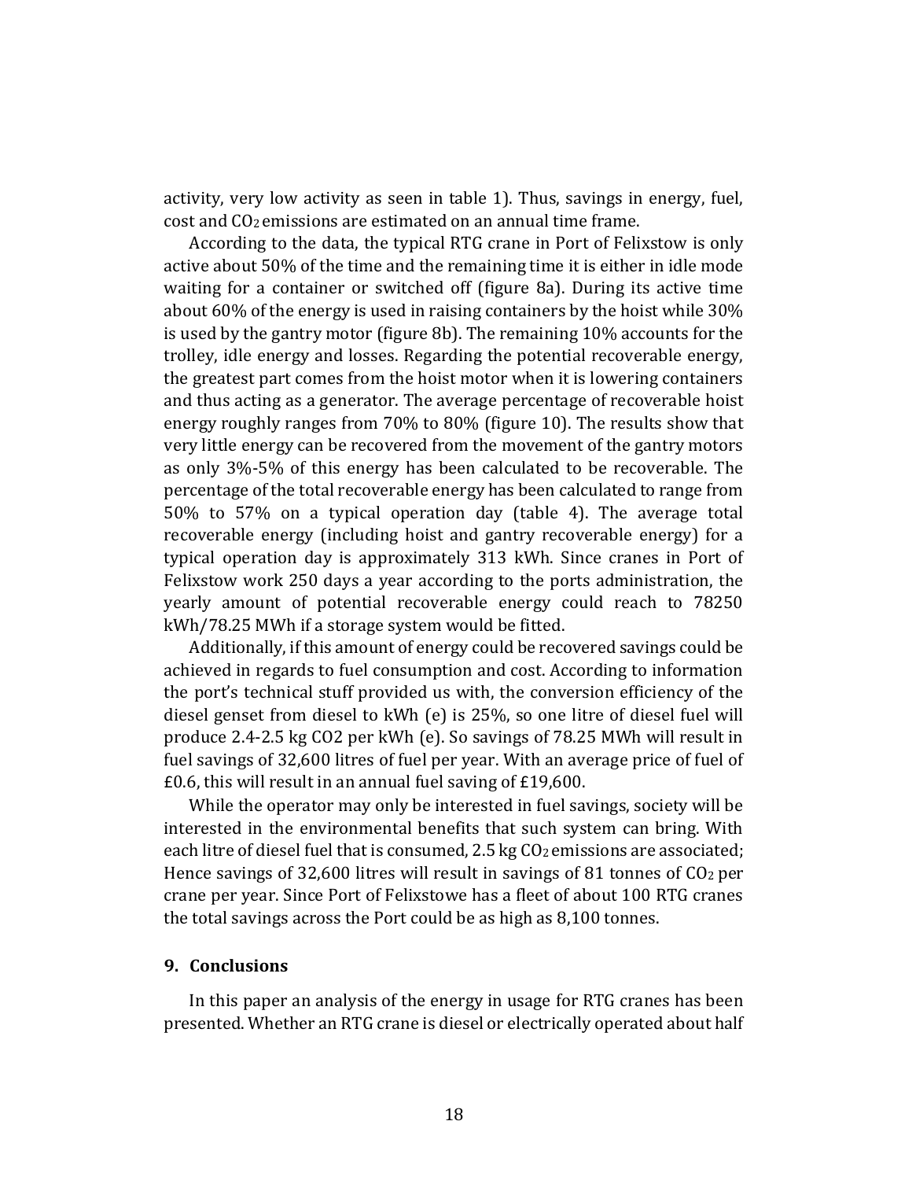activity, very low activity as seen in table 1). Thus, savings in energy, fuel, cost and $CO_2$ emissions are estimated on an annual time frame.

According to the data, the typical RTG crane in Port of Felixstow is only active about 50% of the time and the remaining time it is either in idle mode waiting for a container or switched off (figure 8a). During its active time about 60% of the energy is used in raising containers by the hoist while 30% is used by the gantry motor (figure 8b). The remaining 10% accounts for the trolley, idle energy and losses. Regarding the potential recoverable energy, the greatest part comes from the hoist motor when it is lowering containers and thus acting as a generator. The average percentage of recoverable hoist energy roughly ranges from 70% to 80% (figure 10). The results show that very little energy can be recovered from the movement of the gantry motors as only 3%-5% of this energy has been calculated to be recoverable. The percentage of the total recoverable energy has been calculated to range from 50% to 57% on a typical operation day (table 4). The average total recoverable energy (including hoist and gantry recoverable energy) for a typical operation day is approximately 313 kWh. Since cranes in Port of Felixstow work 250 days a year according to the ports administration, the yearly amount of potential recoverable energy could reach to 78250 kWh/78.25 MWh if a storage system would be fitted.

Additionally, if this amount of energy could be recovered savings could be achieved in regards to fuel consumption and cost. According to information the port's technical stuff provided us with, the conversion efficiency of the diesel genset from diesel to kWh (e) is 25%, so one litre of diesel fuel will produce 2.4-2.5 kg CO2 per kWh (e). So savings of 78.25 MWh will result in fuel savings of 32,600 litres of fuel per year. With an average price of fuel of £0.6, this will result in an annual fuel saving of £19,600.

While the operator may only be interested in fuel savings, society will be interested in the environmental benefits that such system can bring. With each litre of diesel fuel that is consumed, 2.5 kg $CO_2$ emissions are associated; Hence savings of 32,600 litres will result in savings of 81 tonnes of $CO_2$ per crane per year. Since Port of Felixstowe has a fleet of about 100 RTG cranes the total savings across the Port could be as high as 8,100 tonnes.

## 9. Conclusions

In this paper an analysis of the energy in usage for RTG cranes has been presented. Whether an RTG crane is diesel or electrically operated about half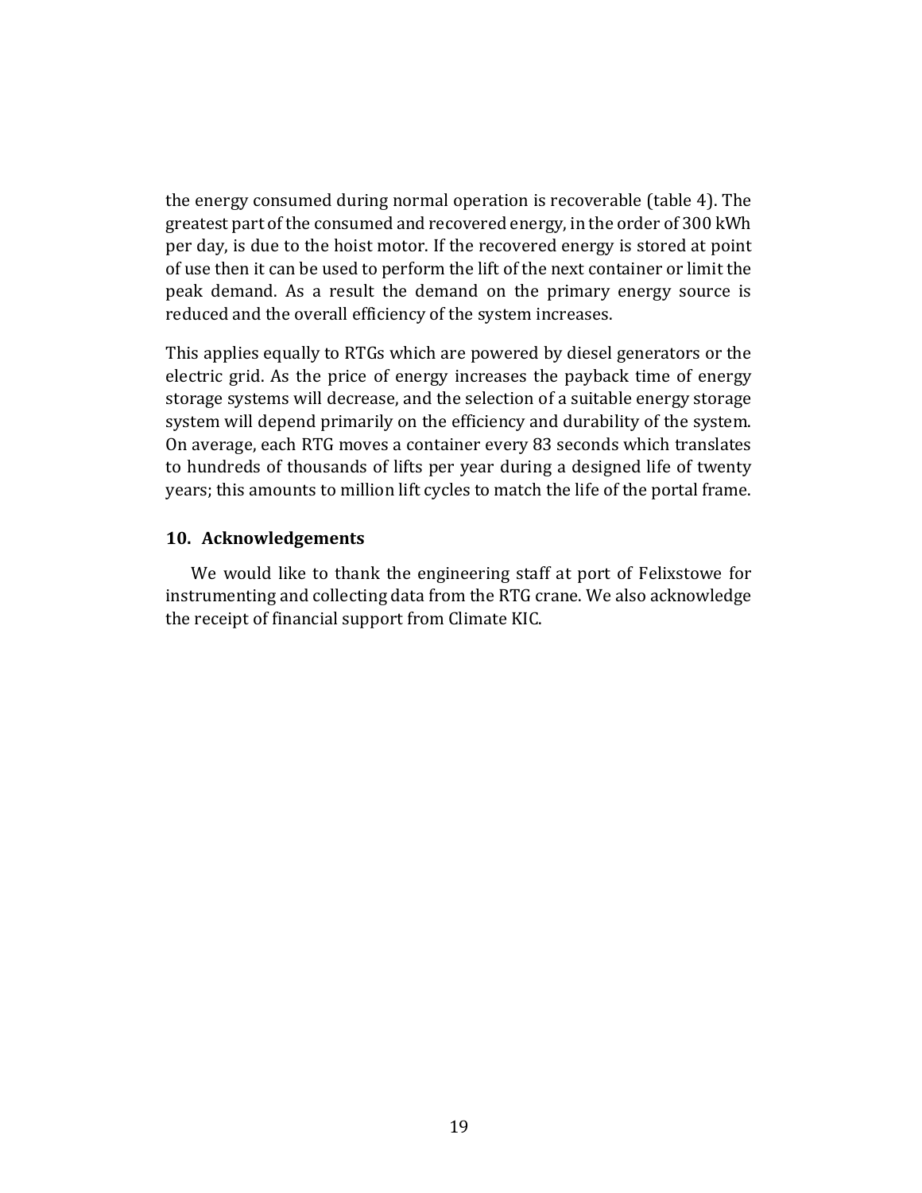the energy consumed during normal operation is recoverable (table 4). The greatest part of the consumed and recovered energy, in the order of 300 kWh per day, is due to the hoist motor. If the recovered energy is stored at point of use then it can be used to perform the lift of the next container or limit the peak demand. As a result the demand on the primary energy source is reduced and the overall efficiency of the system increases.

This applies equally to RTGs which are powered by diesel generators or the electric grid. As the price of energy increases the payback time of energy storage systems will decrease, and the selection of a suitable energy storage system will depend primarily on the efficiency and durability of the system. On average, each RTG moves a container every 83 seconds which translates to hundreds of thousands of lifts per year during a designed life of twenty years; this amounts to million lift cycles to match the life of the portal frame.

## 10. Acknowledgements

We would like to thank the engineering staff at port of Felixstowe for instrumenting and collecting data from the RTG crane. We also acknowledge the receipt of financial support from Climate KIC.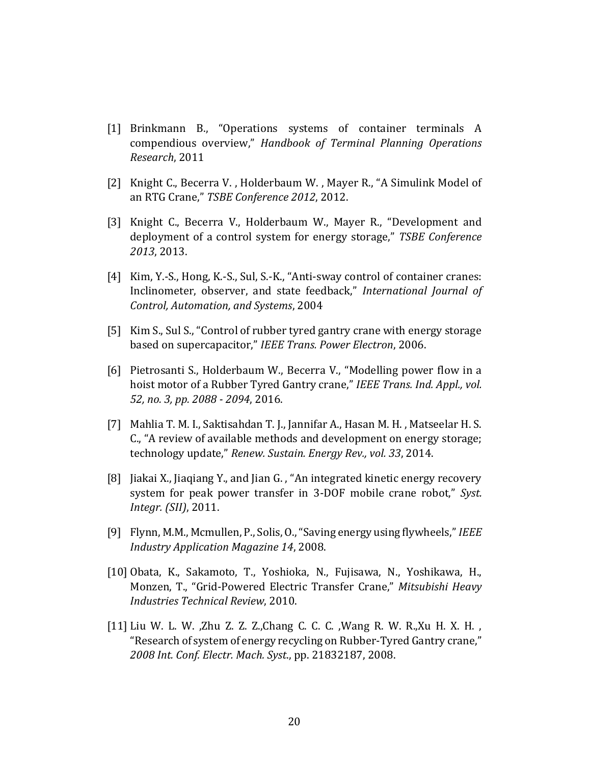[1] Brinkmann B., "Operations systems of container terminals A compendious overview," *Handbook of Terminal Planning Operations Research*, 2011

[2] Knight C., Becerra V. , Holderbaum W. , Mayer R., "A Simulink Model of an RTG Crane," *TSBE Conference 2012*, 2012.

[3] Knight C., Becerra V., Holderbaum W., Mayer R., "Development and deployment of a control system for energy storage," *TSBE Conference 2013*, 2013.

[4] Kim, Y.-S., Hong, K.-S., Sul, S.-K., "Anti-sway control of container cranes: Inclinometer, observer, and state feedback," *International Journal of Control, Automation, and Systems*, 2004

[5] Kim S., Sul S., "Control of rubber tyred gantry crane with energy storage based on supercapacitor," *IEEE Trans. Power Electron*, 2006.

[6] Pietrosanti S., Holderbaum W., Becerra V., "Modelling power flow in a hoist motor of a Rubber Tyred Gantry crane," *IEEE Trans. Ind. Appl., vol. 52, no. 3, pp. 2088 - 2094*, 2016.

[7] Mahlia T. M. I., Saktisahdan T. J., Jannifar A., Hasan M. H. , Matseelar H. S. C., "A review of available methods and development on energy storage; technology update," *Renew. Sustain. Energy Rev., vol. 33*, 2014.

[8] Jiakai X., Jiaqiang Y., and Jian G. , "An integrated kinetic energy recovery system for peak power transfer in 3-DOF mobile crane robot," *Syst. Integr. (SII)*, 2011.

[9] Flynn, M.M., Mcmullen, P., Solis, O., "Saving energy using flywheels," *IEEE Industry Application Magazine 14*, 2008.

[10] Obata, K., Sakamoto, T., Yoshioka, N., Fujisawa, N., Yoshikawa, H., Monzen, T., "Grid-Powered Electric Transfer Crane," *Mitsubishi Heavy Industries Technical Review*, 2010.

[11] Liu W. L. W. ,Zhu Z. Z. Z.,Chang C. C. C. ,Wang R. W. R.,Xu H. X. H. , "Research of system of energy recycling on Rubber-Tyred Gantry crane," *2008 Int. Conf. Electr. Mach. Syst.*, pp. 21832187, 2008.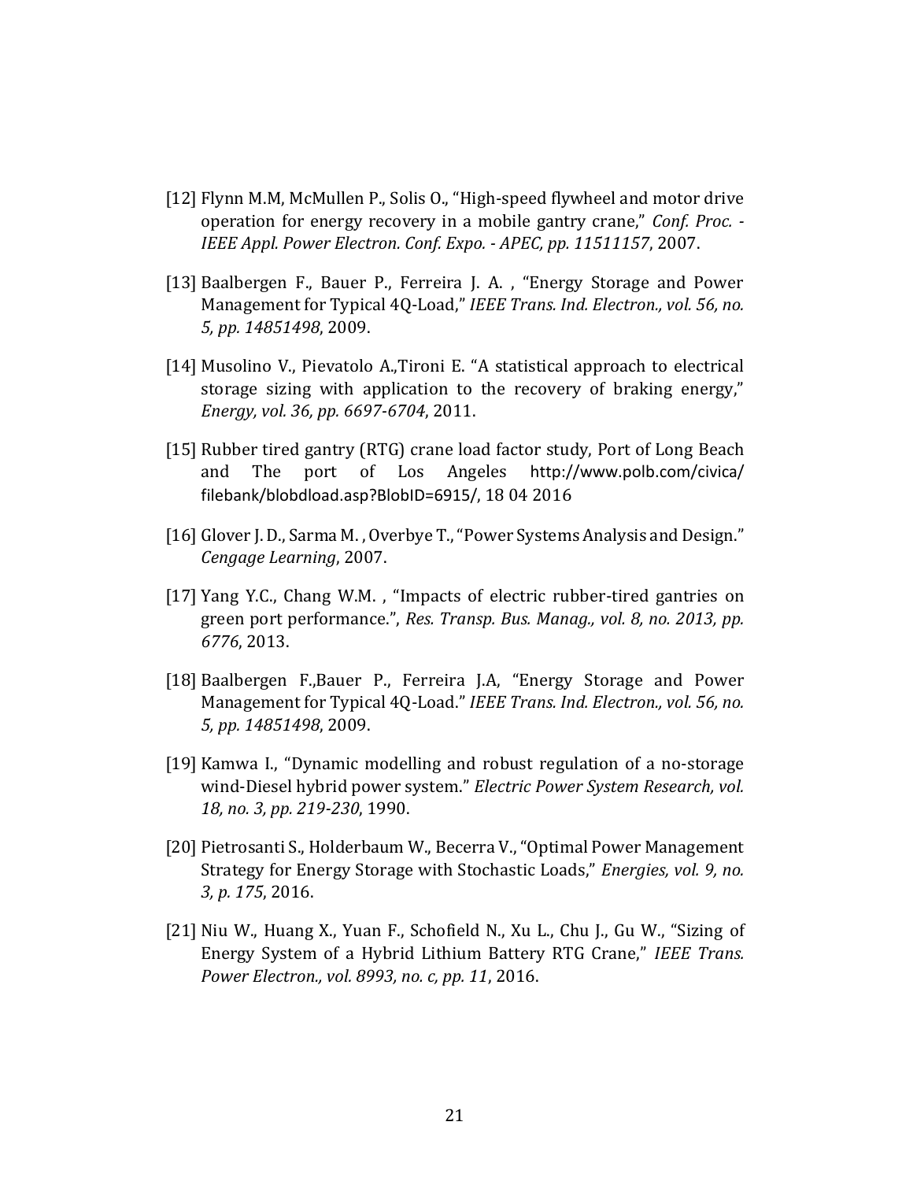[12] Flynn M.M, McMullen P., Solis O., "High-speed flywheel and motor drive operation for energy recovery in a mobile gantry crane," *Conf. Proc. - IEEE Appl. Power Electron. Conf. Expo. - APEC, pp. 11511157*, 2007.

[13] Baalbergen F., Bauer P., Ferreira J. A. , "Energy Storage and Power Management for Typical 4Q-Load," *IEEE Trans. Ind. Electron., vol. 56, no. 5, pp. 14851498*, 2009.

[14] Musolino V., Pievatolo A.,Tironi E. "A statistical approach to electrical storage sizing with application to the recovery of braking energy," *Energy, vol. 36, pp. 6697-6704*, 2011.

[15] Rubber tired gantry (RTG) crane load factor study, Port of Long Beach and The port of Los Angeles http://www.polb.com/civica/filebank/blobdload.asp?BlobID=6915/, 18 04 2016

[16] Glover J. D., Sarma M. , Overbye T., "Power Systems Analysis and Design." *Cengage Learning*, 2007.

[17] Yang Y.C., Chang W.M. , "Impacts of electric rubber-tired gantries on green port performance.", *Res. Transp. Bus. Manag., vol. 8, no. 2013, pp. 6776*, 2013.

[18] Baalbergen F.,Bauer P., Ferreira J.A, "Energy Storage and Power Management for Typical 4Q-Load." *IEEE Trans. Ind. Electron., vol. 56, no. 5, pp. 14851498*, 2009.

[19] Kamwa I., "Dynamic modelling and robust regulation of a no-storage wind-Diesel hybrid power system." *Electric Power System Research, vol. 18, no. 3, pp. 219-230*, 1990.

[20] Pietrosanti S., Holderbaum W., Becerra V., "Optimal Power Management Strategy for Energy Storage with Stochastic Loads," *Energies, vol. 9, no. 3, p. 175*, 2016.

[21] Niu W., Huang X., Yuan F., Schofield N., Xu L., Chu J., Gu W., "Sizing of Energy System of a Hybrid Lithium Battery RTG Crane," *IEEE Trans. Power Electron., vol. 8993, no. c, pp. 11*, 2016.